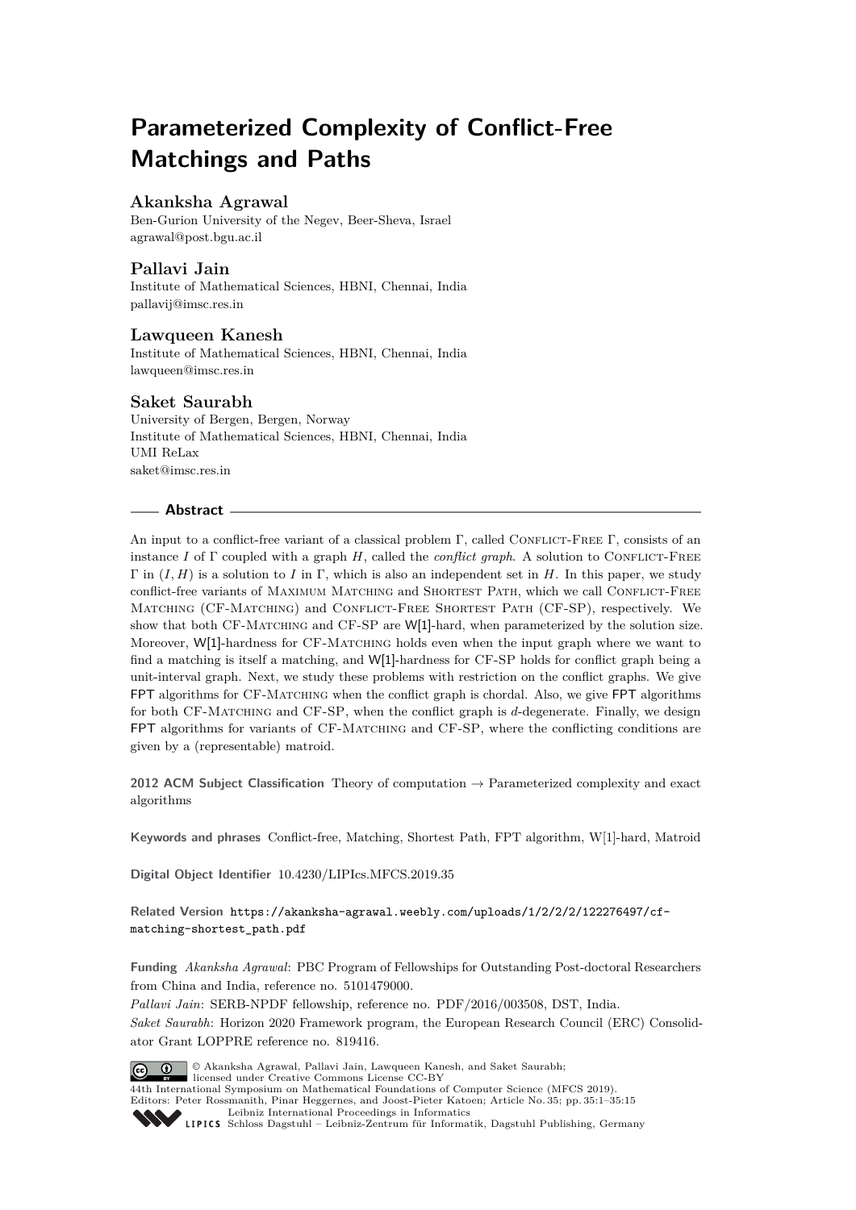# Parameterized Complexity of Conflict-Free Matchings and Paths

**Akanksha Agrawal**
Ben-Gurion University of the Negev, Beer-Sheva, Israel
agrawal@post.bgu.ac.il

**Pallavi Jain**
Institute of Mathematical Sciences, HBNI, Chennai, India
pallavij@imsc.res.in

**Lawqueen Kanesh**
Institute of Mathematical Sciences, HBNI, Chennai, India
lawqueen@imsc.res.in

**Saket Saurabh**
University of Bergen, Bergen, Norway
Institute of Mathematical Sciences, HBNI, Chennai, India
UMI ReLax
saket@imsc.res.in

## Abstract

An input to a conflict-free variant of a classical problem $\Gamma$, called Conflict-Free $\Gamma$, consists of an instance $I$ of $\Gamma$ coupled with a graph $H$, called the *conflict graph*. A solution to Conflict-Free $\Gamma$ in $(I, H)$ is a solution to $I$ in $\Gamma$, which is also an independent set in $H$. In this paper, we study conflict-free variants of Maximum Matching and Shortest Path, which we call Conflict-Free Matching (CF-Matching) and Conflict-Free Shortest Path (CF-SP), respectively. We show that both CF-Matching and CF-SP are W[1]-hard, when parameterized by the solution size. Moreover, W[1]-hardness for CF-Matching holds even when the input graph where we want to find a matching is itself a matching, and W[1]-hardness for CF-SP holds for conflict graph being a unit-interval graph. Next, we study these problems with restriction on the conflict graphs. We give FPT algorithms for CF-Matching when the conflict graph is chordal. Also, we give FPT algorithms for both CF-Matching and CF-SP, when the conflict graph is $d$-degenerate. Finally, we design FPT algorithms for variants of CF-Matching and CF-SP, where the conflicting conditions are given by a (representable) matroid.

**2012 ACM Subject Classification** Theory of computation → Parameterized complexity and exact algorithms

**Keywords and phrases** Conflict-free, Matching, Shortest Path, FPT algorithm, W[1]-hard, Matroid

**Digital Object Identifier** 10.4230/LIPIcs.MFCS.2019.35

**Related Version** https://akanksha-agrawal.weebly.com/uploads/1/2/2/2/122276497/cf-matching-shortest_path.pdf

**Funding** *Akanksha Agrawal*: PBC Program of Fellowships for Outstanding Post-doctoral Researchers from China and India, reference no. 5101479000.
*Pallavi Jain*: SERB-NPDF fellowship, reference no. PDF/2016/003508, DST, India.
*Saket Saurabh*: Horizon 2020 Framework program, the European Research Council (ERC) Consolidator Grant LOPPRE reference no. 819416.

© Akanksha Agrawal, Pallavi Jain, Lawqueen Kanesh, and Saket Saurabh;
licensed under Creative Commons License CC-BY
44th International Symposium on Mathematical Foundations of Computer Science (MFCS 2019).
Editors: Peter Rossmanith, Pinar Heggernes, and Joost-Pieter Katoen; Article No. 35; pp. 35:1–35:15
Leibniz International Proceedings in Informatics
Schloss Dagstuhl – Leibniz-Zentrum für Informatik, Dagstuhl Publishing, Germany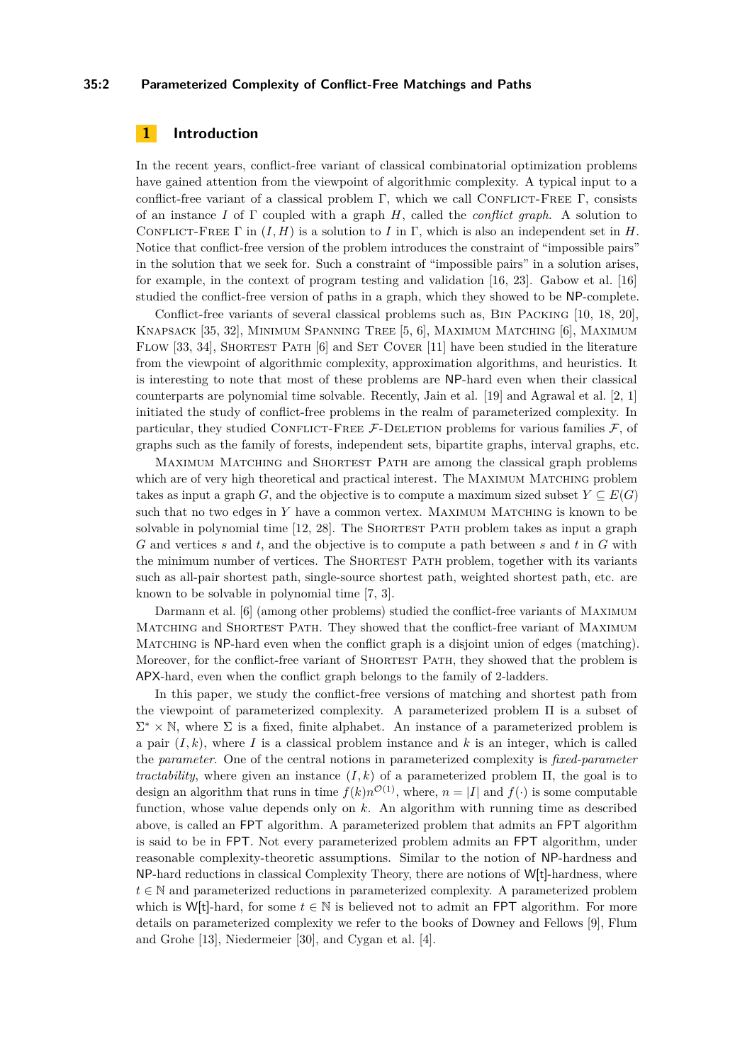## 1 Introduction

In the recent years, conflict-free variant of classical combinatorial optimization problems have gained attention from the viewpoint of algorithmic complexity. A typical input to a conflict-free variant of a classical problem $\Gamma$, which we call Conflict-Free $\Gamma$, consists of an instance $I$ of $\Gamma$ coupled with a graph $H$, called the *conflict graph*. A solution to Conflict-Free $\Gamma$ in $(I, H)$ is a solution to $I$ in $\Gamma$, which is also an independent set in $H$. Notice that conflict-free version of the problem introduces the constraint of "impossible pairs" in the solution that we seek for. Such a constraint of "impossible pairs" in a solution arises, for example, in the context of program testing and validation [16, 23]. Gabow et al. [16] studied the conflict-free version of paths in a graph, which they showed to be NP-complete.

Conflict-free variants of several classical problems such as, Bin Packing [10, 18, 20], Knapsack [35, 32], Minimum Spanning Tree [5, 6], Maximum Matching [6], Maximum Flow [33, 34], Shortest Path [6] and Set Cover [11] have been studied in the literature from the viewpoint of algorithmic complexity, approximation algorithms, and heuristics. It is interesting to note that most of these problems are NP-hard even when their classical counterparts are polynomial time solvable. Recently, Jain et al. [19] and Agrawal et al. [2, 1] initiated the study of conflict-free problems in the realm of parameterized complexity. In particular, they studied Conflict-Free $\mathcal{F}$-Deletion problems for various families $\mathcal{F}$, of graphs such as the family of forests, independent sets, bipartite graphs, interval graphs, etc.

Maximum Matching and Shortest Path are among the classical graph problems which are of very high theoretical and practical interest. The Maximum Matching problem takes as input a graph $G$, and the objective is to compute a maximum sized subset $Y \subseteq E(G)$ such that no two edges in $Y$ have a common vertex. Maximum Matching is known to be solvable in polynomial time [12, 28]. The Shortest Path problem takes as input a graph $G$ and vertices $s$ and $t$, and the objective is to compute a path between $s$ and $t$ in $G$ with the minimum number of vertices. The Shortest Path problem, together with its variants such as all-pair shortest path, single-source shortest path, weighted shortest path, etc. are known to be solvable in polynomial time [7, 3].

Darmann et al. [6] (among other problems) studied the conflict-free variants of Maximum Matching and Shortest Path. They showed that the conflict-free variant of Maximum Matching is NP-hard even when the conflict graph is a disjoint union of edges (matching). Moreover, for the conflict-free variant of Shortest Path, they showed that the problem is APX-hard, even when the conflict graph belongs to the family of 2-ladders.

In this paper, we study the conflict-free versions of matching and shortest path from the viewpoint of parameterized complexity. A parameterized problem $\Pi$ is a subset of $\Sigma^* \times \mathbb{N}$, where $\Sigma$ is a fixed, finite alphabet. An instance of a parameterized problem is a pair $(I, k)$, where $I$ is a classical problem instance and $k$ is an integer, which is called the *parameter*. One of the central notions in parameterized complexity is *fixed-parameter tractability*, where given an instance $(I, k)$ of a parameterized problem $\Pi$, the goal is to design an algorithm that runs in time $f(k)n^{\mathcal{O}(1)}$, where, $n = |I|$ and $f(\cdot)$ is some computable function, whose value depends only on $k$. An algorithm with running time as described above, is called an FPT algorithm. A parameterized problem that admits an FPT algorithm is said to be in FPT. Not every parameterized problem admits an FPT algorithm, under reasonable complexity-theoretic assumptions. Similar to the notion of NP-hardness and NP-hard reductions in classical Complexity Theory, there are notions of W[t]-hardness, where $t \in \mathbb{N}$ and parameterized reductions in parameterized complexity. A parameterized problem which is W[t]-hard, for some $t \in \mathbb{N}$ is believed not to admit an FPT algorithm. For more details on parameterized complexity we refer to the books of Downey and Fellows [9], Flum and Grohe [13], Niedermeier [30], and Cygan et al. [4].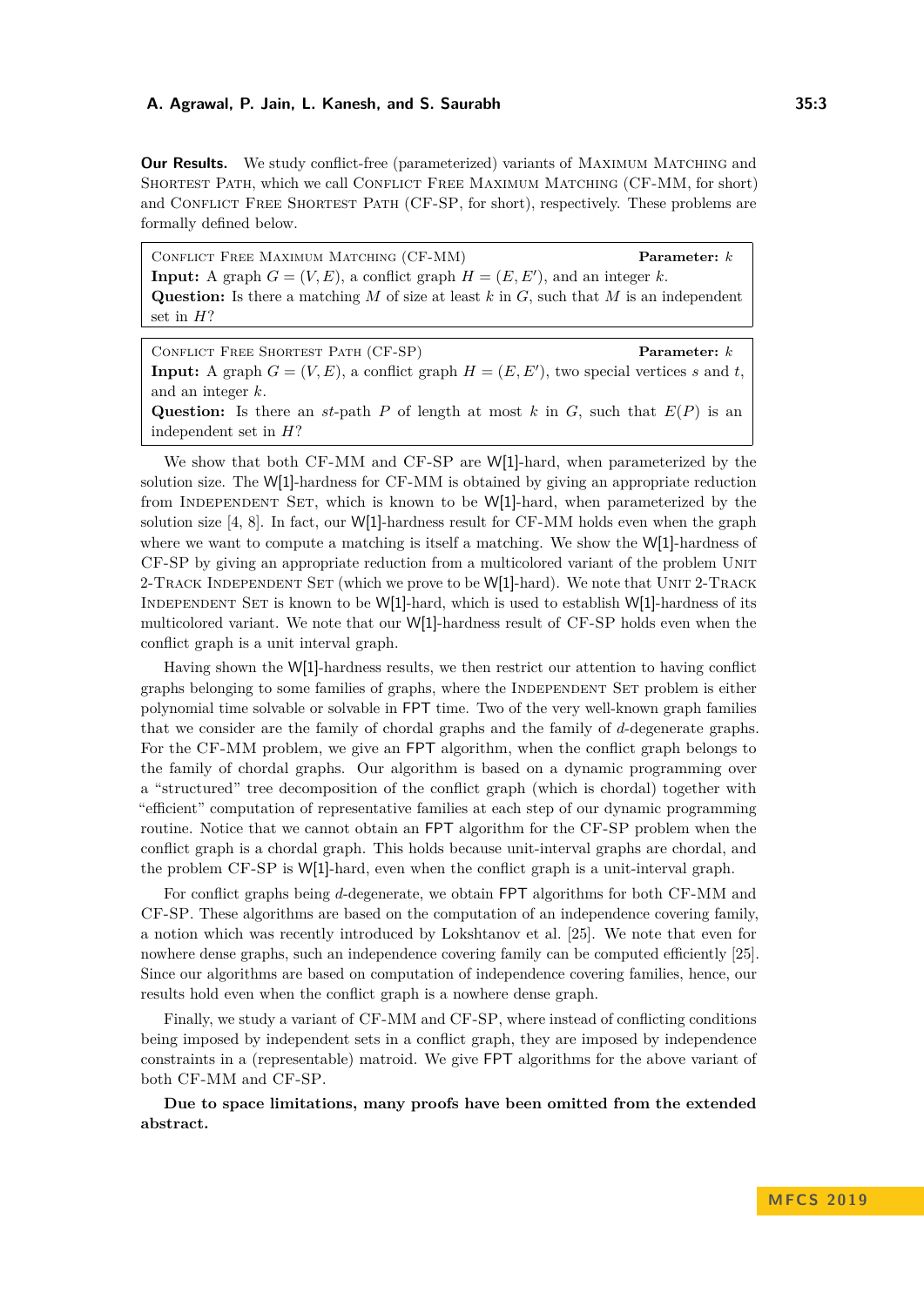**Our Results.** We study conflict-free (parameterized) variants of Maximum Matching and Shortest Path, which we call Conflict Free Maximum Matching (CF-MM, for short) and Conflict Free Shortest Path (CF-SP, for short), respectively. These problems are formally defined below.

> Conflict Free Maximum Matching (CF-MM) **Parameter:** $k$
> **Input:** A graph $G = (V, E)$, a conflict graph $H = (E, E')$, and an integer $k$.
> **Question:** Is there a matching $M$ of size at least $k$ in $G$, such that $M$ is an independent set in $H$?

> Conflict Free Shortest Path (CF-SP) **Parameter:** $k$
> **Input:** A graph $G = (V, E)$, a conflict graph $H = (E, E')$, two special vertices $s$ and $t$, and an integer $k$.
> **Question:** Is there an $st$-path $P$ of length at most $k$ in $G$, such that $E(P)$ is an independent set in $H$?

We show that both CF-MM and CF-SP are W[1]-hard, when parameterized by the solution size. The W[1]-hardness for CF-MM is obtained by giving an appropriate reduction from Independent Set, which is known to be W[1]-hard, when parameterized by the solution size [4, 8]. In fact, our W[1]-hardness result for CF-MM holds even when the graph where we want to compute a matching is itself a matching. We show the W[1]-hardness of CF-SP by giving an appropriate reduction from a multicolored variant of the problem Unit 2-Track Independent Set (which we prove to be W[1]-hard). We note that Unit 2-Track Independent Set is known to be W[1]-hard, which is used to establish W[1]-hardness of its multicolored variant. We note that our W[1]-hardness result of CF-SP holds even when the conflict graph is a unit interval graph.

Having shown the W[1]-hardness results, we then restrict our attention to having conflict graphs belonging to some families of graphs, where the Independent Set problem is either polynomial time solvable or solvable in FPT time. Two of the very well-known graph families that we consider are the family of chordal graphs and the family of $d$-degenerate graphs. For the CF-MM problem, we give an FPT algorithm, when the conflict graph belongs to the family of chordal graphs. Our algorithm is based on a dynamic programming over a "structured" tree decomposition of the conflict graph (which is chordal) together with "efficient" computation of representative families at each step of our dynamic programming routine. Notice that we cannot obtain an FPT algorithm for the CF-SP problem when the conflict graph is a chordal graph. This holds because unit-interval graphs are chordal, and the problem CF-SP is W[1]-hard, even when the conflict graph is a unit-interval graph.

For conflict graphs being $d$-degenerate, we obtain FPT algorithms for both CF-MM and CF-SP. These algorithms are based on the computation of an independence covering family, a notion which was recently introduced by Lokshtanov et al. [25]. We note that even for nowhere dense graphs, such an independence covering family can be computed efficiently [25]. Since our algorithms are based on computation of independence covering families, hence, our results hold even when the conflict graph is a nowhere dense graph.

Finally, we study a variant of CF-MM and CF-SP, where instead of conflicting conditions being imposed by independent sets in a conflict graph, they are imposed by independence constraints in a (representable) matroid. We give FPT algorithms for the above variant of both CF-MM and CF-SP.

**Due to space limitations, many proofs have been omitted from the extended abstract.**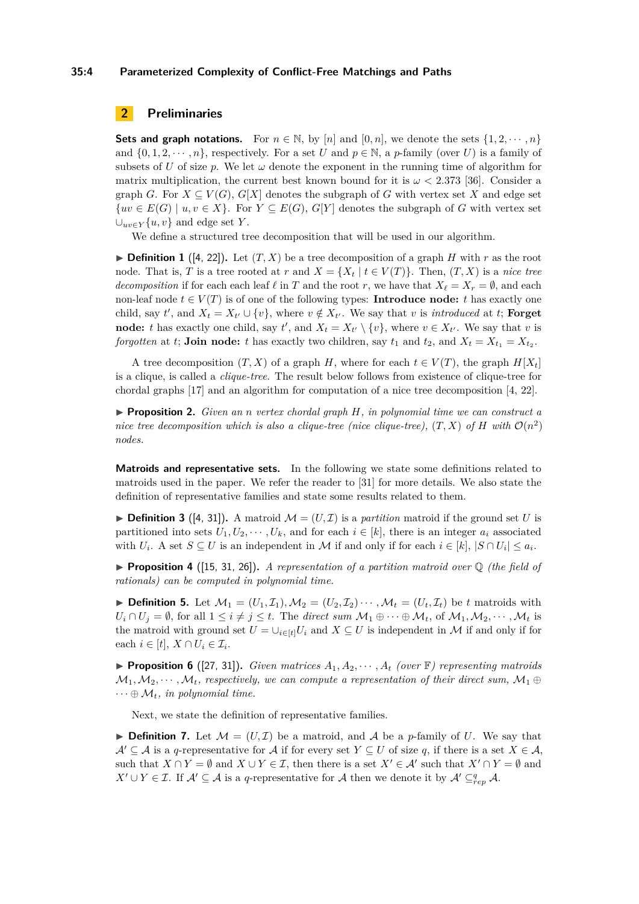## 2 Preliminaries

**Sets and graph notations.** For $n \in \mathbb{N}$, by $[n]$ and $[0, n]$, we denote the sets $\{1, 2, \cdots, n\}$ and $\{0, 1, 2, \cdots, n\}$, respectively. For a set $U$ and $p \in \mathbb{N}$, a $p$-family (over $U$) is a family of subsets of $U$ of size $p$. We let $\omega$ denote the exponent in the running time of algorithm for matrix multiplication, the current best known bound for it is $\omega < 2.373$ [36]. Consider a graph $G$. For $X \subseteq V(G)$, $G[X]$ denotes the subgraph of $G$ with vertex set $X$ and edge set $\{uv \in E(G) \mid u, v \in X\}$. For $Y \subseteq E(G)$, $G[Y]$ denotes the subgraph of $G$ with vertex set $\cup_{uv \in Y}\{u, v\}$ and edge set $Y$.

We define a structured tree decomposition that will be used in our algorithm.

▶ **Definition 1** ([4, 22])**.** Let $(T, X)$ be a tree decomposition of a graph $H$ with $r$ as the root node. That is, $T$ is a tree rooted at $r$ and $X = \{X_t \mid t \in V(T)\}$. Then, $(T, X)$ is a *nice tree decomposition* if for each each leaf $\ell$ in $T$ and the root $r$, we have that $X_\ell = X_r = \emptyset$, and each non-leaf node $t \in V(T)$ is of one of the following types: **Introduce node:** $t$ has exactly one child, say $t'$, and $X_t = X_{t'} \cup \{v\}$, where $v \notin X_{t'}$. We say that $v$ is *introduced* at $t$; **Forget node:** $t$ has exactly one child, say $t'$, and $X_t = X_{t'} \setminus \{v\}$, where $v \in X_{t'}$. We say that $v$ is *forgotten* at $t$; **Join node:** $t$ has exactly two children, say $t_1$ and $t_2$, and $X_t = X_{t_1} = X_{t_2}$.

A tree decomposition $(T, X)$ of a graph $H$, where for each $t \in V(T)$, the graph $H[X_t]$ is a clique, is called a *clique-tree*. The result below follows from existence of clique-tree for chordal graphs [17] and an algorithm for computation of a nice tree decomposition [4, 22].

▶ **Proposition 2.** *Given an $n$ vertex chordal graph $H$, in polynomial time we can construct a nice tree decomposition which is also a clique-tree (nice clique-tree), $(T, X)$ of $H$ with $\mathcal{O}(n^2)$ nodes.*

**Matroids and representative sets.** In the following we state some definitions related to matroids used in the paper. We refer the reader to [31] for more details. We also state the definition of representative families and state some results related to them.

▶ **Definition 3** ([4, 31])**.** A matroid $\mathcal{M} = (U, \mathcal{I})$ is a *partition* matroid if the ground set $U$ is partitioned into sets $U_1, U_2, \cdots, U_k$, and for each $i \in [k]$, there is an integer $a_i$ associated with $U_i$. A set $S \subseteq U$ is an independent in $\mathcal{M}$ if and only if for each $i \in [k]$, $|S \cap U_i| \leq a_i$.

▶ **Proposition 4** ([15, 31, 26])**.** *A representation of a partition matroid over $\mathbb{Q}$ (the field of rationals) can be computed in polynomial time.*

▶ **Definition 5.** Let $\mathcal{M}_1 = (U_1, \mathcal{I}_1), \mathcal{M}_2 = (U_2, \mathcal{I}_2) \cdots, \mathcal{M}_t = (U_t, \mathcal{I}_t)$ be $t$ matroids with $U_i \cap U_j = \emptyset$, for all $1 \leq i \neq j \leq t$. The *direct sum* $\mathcal{M}_1 \oplus \cdots \oplus \mathcal{M}_t$, of $\mathcal{M}_1, \mathcal{M}_2, \cdots, \mathcal{M}_t$ is the matroid with ground set $U = \cup_{i \in [t]} U_i$ and $X \subseteq U$ is independent in $\mathcal{M}$ if and only if for each $i \in [t]$, $X \cap U_i \in \mathcal{I}_i$.

▶ **Proposition 6** ([27, 31])**.** *Given matrices $A_1, A_2, \cdots, A_t$ (over $\mathbb{F}$) representing matroids $\mathcal{M}_1, \mathcal{M}_2, \cdots, \mathcal{M}_t$, respectively, we can compute a representation of their direct sum, $\mathcal{M}_1 \oplus \cdots \oplus \mathcal{M}_t$, in polynomial time.*

Next, we state the definition of representative families.

▶ **Definition 7.** Let $\mathcal{M} = (U, \mathcal{I})$ be a matroid, and $\mathcal{A}$ be a $p$-family of $U$. We say that $\mathcal{A}' \subseteq \mathcal{A}$ is a $q$-representative for $\mathcal{A}$ if for every set $Y \subseteq U$ of size $q$, if there is a set $X \in \mathcal{A}$, such that $X \cap Y = \emptyset$ and $X \cup Y \in \mathcal{I}$, then there is a set $X' \in \mathcal{A}'$ such that $X' \cap Y = \emptyset$ and $X' \cup Y \in \mathcal{I}$. If $\mathcal{A}' \subseteq \mathcal{A}$ is a $q$-representative for $\mathcal{A}$ then we denote it by $\mathcal{A}' \subseteq^q_{rep} \mathcal{A}$.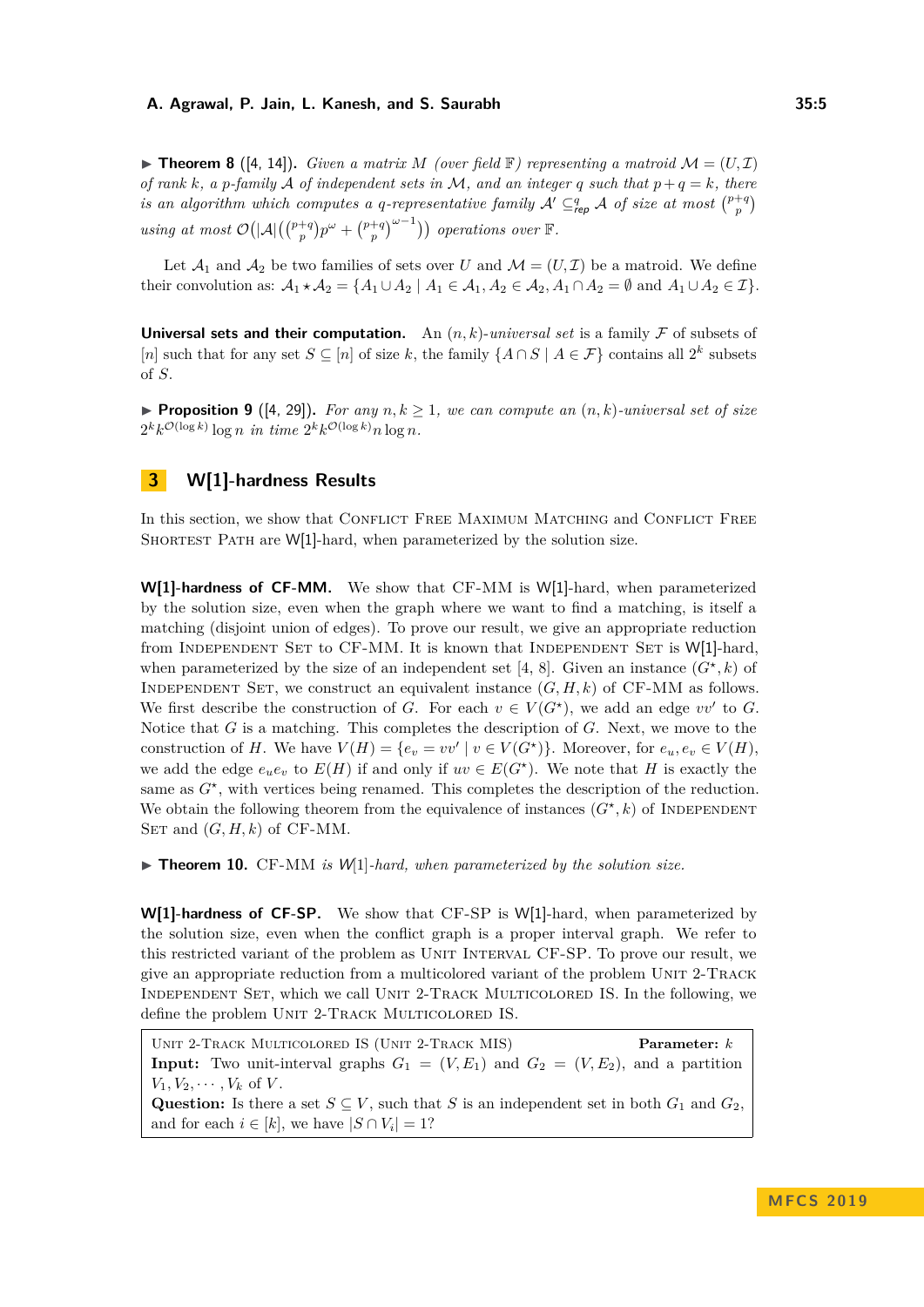▶ **Theorem 8** ([4, 14]). *Given a matrix $M$ (over field $\mathbb{F}$) representing a matroid $\mathcal{M} = (U, \mathcal{I})$ of rank $k$, a $p$-family $\mathcal{A}$ of independent sets in $\mathcal{M}$, and an integer $q$ such that $p+q=k$, there is an algorithm which computes a $q$-representative family $\mathcal{A}' \subseteq^q_{rep} \mathcal{A}$ of size at most $\binom{p+q}{p}$ using at most $\mathcal{O}\big(|\mathcal{A}|\big(\binom{p+q}{p}p^\omega + \binom{p+q}{p}^{\omega-1}\big)\big)$ operations over $\mathbb{F}$.*

Let $\mathcal{A}_1$ and $\mathcal{A}_2$ be two families of sets over $U$ and $\mathcal{M} = (U, \mathcal{I})$ be a matroid. We define their convolution as: $\mathcal{A}_1 \star \mathcal{A}_2 = \{A_1 \cup A_2 \mid A_1 \in \mathcal{A}_1, A_2 \in \mathcal{A}_2, A_1 \cap A_2 = \emptyset \text{ and } A_1 \cup A_2 \in \mathcal{I}\}$.

**Universal sets and their computation.** An $(n,k)$-*universal set* is a family $\mathcal{F}$ of subsets of $[n]$ such that for any set $S \subseteq [n]$ of size $k$, the family $\{A \cap S \mid A \in \mathcal{F}\}$ contains all $2^k$ subsets of $S$.

▶ **Proposition 9** ([4, 29]). *For any $n, k \geq 1$, we can compute an $(n,k)$-universal set of size $2^k k^{\mathcal{O}(\log k)} \log n$ in time $2^k k^{\mathcal{O}(\log k)} n \log n$.*

## 3 W[1]-hardness Results

In this section, we show that Conflict Free Maximum Matching and Conflict Free Shortest Path are W[1]-hard, when parameterized by the solution size.

**W[1]-hardness of CF-MM.** We show that CF-MM is W[1]-hard, when parameterized by the solution size, even when the graph where we want to find a matching, is itself a matching (disjoint union of edges). To prove our result, we give an appropriate reduction from Independent Set to CF-MM. It is known that Independent Set is W[1]-hard, when parameterized by the size of an independent set [4, 8]. Given an instance $(G^\star, k)$ of Independent Set, we construct an equivalent instance $(G, H, k)$ of CF-MM as follows. We first describe the construction of $G$. For each $v \in V(G^\star)$, we add an edge $vv'$ to $G$. Notice that $G$ is a matching. This completes the description of $G$. Next, we move to the construction of $H$. We have $V(H) = \{e_v = vv' \mid v \in V(G^\star)\}$. Moreover, for $e_u, e_v \in V(H)$, we add the edge $e_u e_v$ to $E(H)$ if and only if $uv \in E(G^\star)$. We note that $H$ is exactly the same as $G^\star$, with vertices being renamed. This completes the description of the reduction. We obtain the following theorem from the equivalence of instances $(G^\star, k)$ of Independent Set and $(G, H, k)$ of CF-MM.

▶ **Theorem 10.** *CF-MM is W[1]-hard, when parameterized by the solution size.*

**W[1]-hardness of CF-SP.** We show that CF-SP is W[1]-hard, when parameterized by the solution size, even when the conflict graph is a proper interval graph. We refer to this restricted variant of the problem as Unit Interval CF-SP. To prove our result, we give an appropriate reduction from a multicolored variant of the problem Unit 2-Track Independent Set, which we call Unit 2-Track Multicolored IS. In the following, we define the problem Unit 2-Track Multicolored IS.

> Unit 2-Track Multicolored IS (Unit 2-Track MIS) **Parameter:** $k$
> **Input:** Two unit-interval graphs $G_1 = (V, E_1)$ and $G_2 = (V, E_2)$, and a partition $V_1, V_2, \cdots, V_k$ of $V$.
> **Question:** Is there a set $S \subseteq V$, such that $S$ is an independent set in both $G_1$ and $G_2$, and for each $i \in [k]$, we have $|S \cap V_i| = 1$?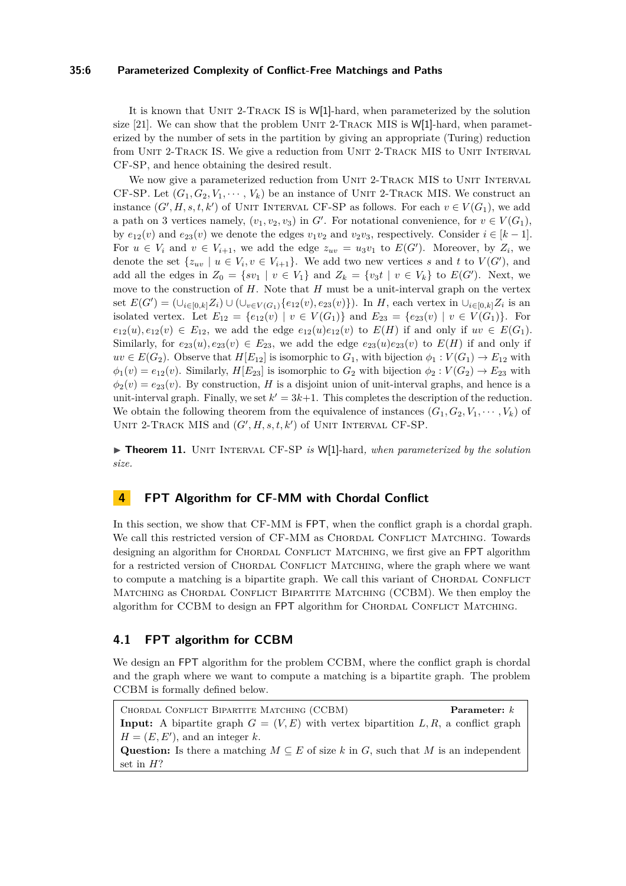It is known that Unit 2-Track IS is W[1]-hard, when parameterized by the solution size [21]. We can show that the problem Unit 2-Track MIS is W[1]-hard, when parameterized by the number of sets in the partition by giving an appropriate (Turing) reduction from Unit 2-Track IS. We give a reduction from Unit 2-Track MIS to Unit Interval CF-SP, and hence obtaining the desired result.

We now give a parameterized reduction from Unit 2-Track MIS to Unit Interval CF-SP. Let $(G_1, G_2, V_1, \cdots, V_k)$ be an instance of Unit 2-Track MIS. We construct an instance $(G', H, s, t, k')$ of Unit Interval CF-SP as follows. For each $v \in V(G_1)$, we add a path on 3 vertices namely, $(v_1, v_2, v_3)$ in $G'$. For notational convenience, for $v \in V(G_1)$, by $e_{12}(v)$ and $e_{23}(v)$ we denote the edges $v_1v_2$ and $v_2v_3$, respectively. Consider $i \in [k-1]$. For $u \in V_i$ and $v \in V_{i+1}$, we add the edge $z_{uv} = u_3v_1$ to $E(G')$. Moreover, by $Z_i$, we denote the set $\{z_{uv} \mid u \in V_i, v \in V_{i+1}\}$. We add two new vertices $s$ and $t$ to $V(G')$, and add all the edges in $Z_0 = \{sv_1 \mid v \in V_1\}$ and $Z_k = \{v_3t \mid v \in V_k\}$ to $E(G')$. Next, we move to the construction of $H$. Note that $H$ must be a unit-interval graph on the vertex set $E(G') = (\cup_{i \in [0,k]} Z_i) \cup (\cup_{v \in V(G_1)} \{e_{12}(v), e_{23}(v)\})$. In $H$, each vertex in $\cup_{i \in [0,k]} Z_i$ is an isolated vertex. Let $E_{12} = \{e_{12}(v) \mid v \in V(G_1)\}$ and $E_{23} = \{e_{23}(v) \mid v \in V(G_1)\}$. For $e_{12}(u), e_{12}(v) \in E_{12}$, we add the edge $e_{12}(u)e_{12}(v)$ to $E(H)$ if and only if $uv \in E(G_1)$. Similarly, for $e_{23}(u), e_{23}(v) \in E_{23}$, we add the edge $e_{23}(u)e_{23}(v)$ to $E(H)$ if and only if $uv \in E(G_2)$. Observe that $H[E_{12}]$ is isomorphic to $G_1$, with bijection $\phi_1 : V(G_1) \to E_{12}$ with $\phi_1(v) = e_{12}(v)$. Similarly, $H[E_{23}]$ is isomorphic to $G_2$ with bijection $\phi_2 : V(G_2) \to E_{23}$ with $\phi_2(v) = e_{23}(v)$. By construction, $H$ is a disjoint union of unit-interval graphs, and hence is a unit-interval graph. Finally, we set $k' = 3k+1$. This completes the description of the reduction. We obtain the following theorem from the equivalence of instances $(G_1, G_2, V_1, \cdots, V_k)$ of Unit 2-Track MIS and $(G', H, s, t, k')$ of Unit Interval CF-SP.

▶ **Theorem 11.** *Unit Interval CF-SP is W[1]-hard, when parameterized by the solution size.*

## 4 FPT Algorithm for CF-MM with Chordal Conflict

In this section, we show that CF-MM is FPT, when the conflict graph is a chordal graph. We call this restricted version of CF-MM as Chordal Conflict Matching. Towards designing an algorithm for Chordal Conflict Matching, we first give an FPT algorithm for a restricted version of Chordal Conflict Matching, where the graph where we want to compute a matching is a bipartite graph. We call this variant of Chordal Conflict Matching as Chordal Conflict Bipartite Matching (CCBM). We then employ the algorithm for CCBM to design an FPT algorithm for Chordal Conflict Matching.

### 4.1 FPT algorithm for CCBM

We design an FPT algorithm for the problem CCBM, where the conflict graph is chordal and the graph where we want to compute a matching is a bipartite graph. The problem CCBM is formally defined below.

Chordal Conflict Bipartite Matching (CCBM) **Parameter:** $k$
**Input:** A bipartite graph $G = (V, E)$ with vertex bipartition $L, R$, a conflict graph $H = (E, E')$, and an integer $k$.
**Question:** Is there a matching $M \subseteq E$ of size $k$ in $G$, such that $M$ is an independent set in $H$?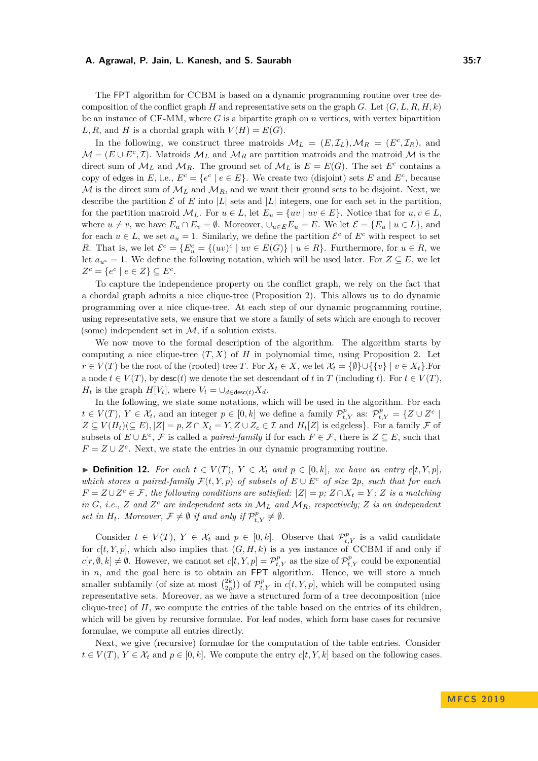The FPT algorithm for CCBM is based on a dynamic programming routine over tree decomposition of the conflict graph $H$ and representative sets on the graph $G$. Let $(G, L, R, H, k)$ be an instance of CF-MM, where $G$ is a bipartite graph on $n$ vertices, with vertex bipartition $L, R$, and $H$ is a chordal graph with $V(H) = E(G)$.

In the following, we construct three matroids $\mathcal{M}_L = (E, \mathcal{I}_L), \mathcal{M}_R = (E^c, \mathcal{I}_R)$, and $\mathcal{M} = (E \cup E^c, \mathcal{I})$. Matroids $\mathcal{M}_L$ and $\mathcal{M}_R$ are partition matroids and the matroid $\mathcal{M}$ is the direct sum of $\mathcal{M}_L$ and $\mathcal{M}_R$. The ground set of $\mathcal{M}_L$ is $E = E(G)$. The set $E^c$ contains a copy of edges in $E$, i.e., $E^c = \{e^c \mid e \in E\}$. We create two (disjoint) sets $E$ and $E^c$, because $\mathcal{M}$ is the direct sum of $\mathcal{M}_L$ and $\mathcal{M}_R$, and we want their ground sets to be disjoint. Next, we describe the partition $\mathcal{E}$ of $E$ into $|L|$ sets and $|L|$ integers, one for each set in the partition, for the partition matroid $\mathcal{M}_L$. For $u \in L$, let $E_u = \{uv \mid uv \in E\}$. Notice that for $u, v \in L$, where $u \neq v$, we have $E_u \cap E_v = \emptyset$. Moreover, $\cup_{u \in E} E_u = E$. We let $\mathcal{E} = \{E_u \mid u \in L\}$, and for each $u \in L$, we set $a_u = 1$. Similarly, we define the partition $\mathcal{E}^c$ of $E^c$ with respect to set $R$. That is, we let $\mathcal{E}^c = \{E^c_u = \{(uv)^c \mid uv \in E(G)\} \mid u \in R\}$. Furthermore, for $u \in R$, we let $a_{u^c} = 1$. We define the following notation, which will be used later. For $Z \subseteq E$, we let $Z^c = \{e^c \mid e \in Z\} \subseteq E^c$.

To capture the independence property on the conflict graph, we rely on the fact that a chordal graph admits a nice clique-tree (Proposition 2). This allows us to do dynamic programming over a nice clique-tree. At each step of our dynamic programming routine, using representative sets, we ensure that we store a family of sets which are enough to recover (some) independent set in $\mathcal{M}$, if a solution exists.

We now move to the formal description of the algorithm. The algorithm starts by computing a nice clique-tree $(T, X)$ of $H$ in polynomial time, using Proposition 2. Let $r \in V(T)$ be the root of the (rooted) tree $T$. For $X_t \in X$, we let $\mathcal{X}_t = \{\emptyset\} \cup \{\{v\} \mid v \in X_t\}$.For a node $t \in V(T)$, by $\mathsf{desc}(t)$ we denote the set descendant of $t$ in $T$ (including $t$). For $t \in V(T)$, $H_t$ is the graph $H[V_t]$, where $V_t = \cup_{d \in \mathsf{desc}(t)} X_d$.

In the following, we state some notations, which will be used in the algorithm. For each $t \in V(T)$, $Y \in \mathcal{X}_t$, and an integer $p \in [0, k]$ we define a family $\mathcal{P}^p_{t,Y}$ as: $\mathcal{P}^p_{t,Y} = \{Z \cup Z^c \mid Z \subseteq V(H_t) (\subseteq E), |Z| = p, Z \cap X_t = Y, Z \cup Z_c \in \mathcal{I}$ and $H_t[Z]$ is edgeless$\}$. For a family $\mathcal{F}$ of subsets of $E \cup E^c$, $\mathcal{F}$ is called a *paired-family* if for each $F \in \mathcal{F}$, there is $Z \subseteq E$, such that $F = Z \cup Z^c$. Next, we state the entries in our dynamic programming routine.

▶ **Definition 12.** *For each $t \in V(T)$, $Y \in \mathcal{X}_t$ and $p \in [0, k]$, we have an entry $c[t, Y, p]$, which stores a paired-family $\mathcal{F}(t, Y, p)$ of subsets of $E \cup E^c$ of size $2p$, such that for each $F = Z \cup Z^c \in \mathcal{F}$, the following conditions are satisfied: $|Z| = p$; $Z \cap X_t = Y$; $Z$ is a matching in $G$, i.e., $Z$ and $Z^c$ are independent sets in $\mathcal{M}_L$ and $\mathcal{M}_R$, respectively; $Z$ is an independent set in $H_t$. Moreover, $\mathcal{F} \neq \emptyset$ if and only if $\mathcal{P}^p_{t,Y} \neq \emptyset$.*

Consider $t \in V(T)$, $Y \in \mathcal{X}_t$ and $p \in [0, k]$. Observe that $\mathcal{P}^p_{t,Y}$ is a valid candidate for $c[t, Y, p]$, which also implies that $(G, H, k)$ is a yes instance of CCBM if and only if $c[r, \emptyset, k] \neq \emptyset$. However, we cannot set $c[t, Y, p] = \mathcal{P}^p_{t,Y}$ as the size of $\mathcal{P}^p_{t,Y}$ could be exponential in $n$, and the goal here is to obtain an FPT algorithm. Hence, we will store a much smaller subfamily (of size at most $\binom{2k}{2p}$) of $\mathcal{P}^p_{t,Y}$ in $c[t, Y, p]$, which will be computed using representative sets. Moreover, as we have a structured form of a tree decomposition (nice clique-tree) of $H$, we compute the entries of the table based on the entries of its children, which will be given by recursive formulae. For leaf nodes, which form base cases for recursive formulae, we compute all entries directly.

Next, we give (recursive) formulae for the computation of the table entries. Consider $t \in V(T)$, $Y \in \mathcal{X}_t$ and $p \in [0, k]$. We compute the entry $c[t, Y, k]$ based on the following cases.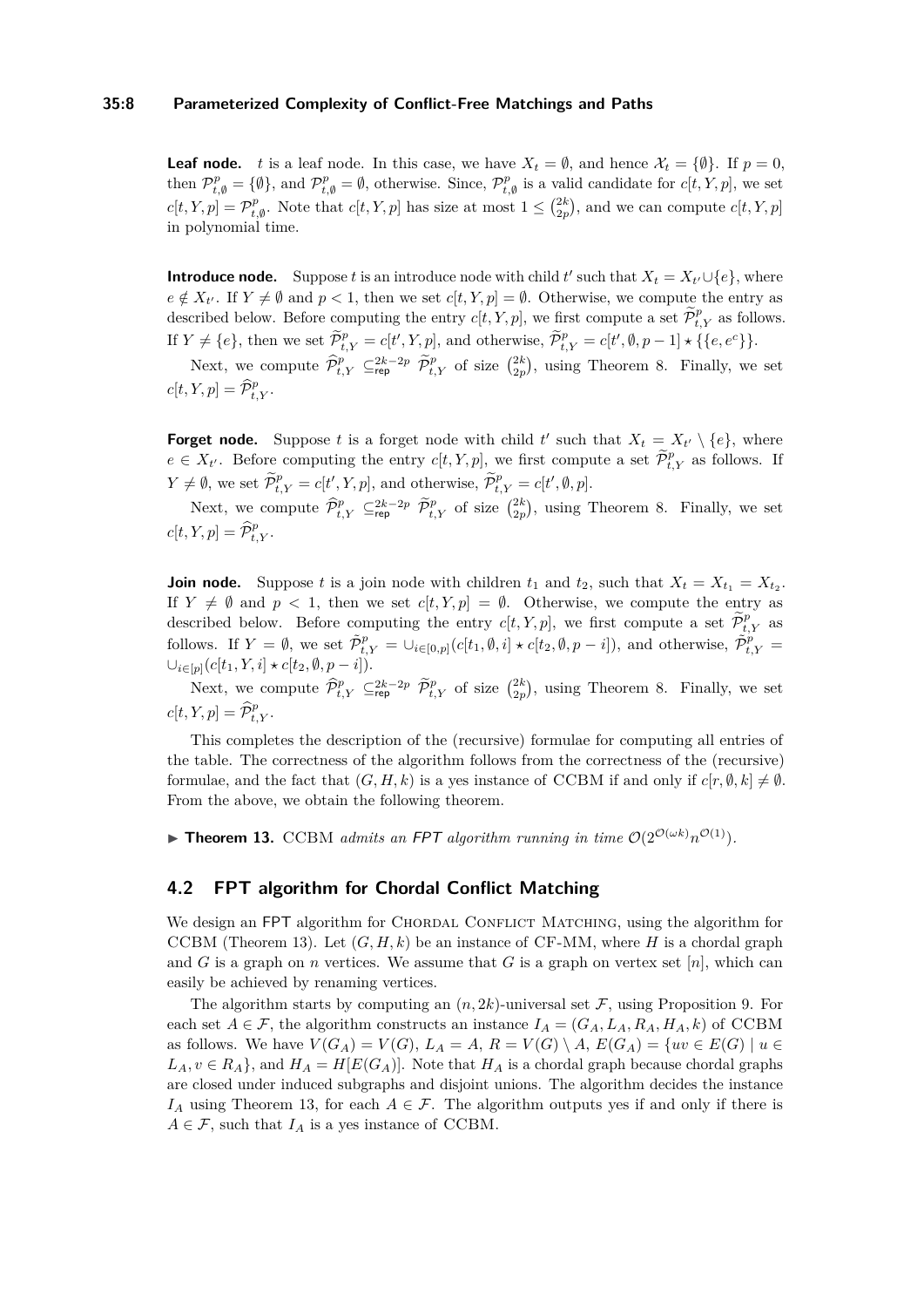**Leaf node.** $t$ is a leaf node. In this case, we have $X_t = \emptyset$, and hence $\mathcal{X}_t = \{\emptyset\}$. If $p = 0$, then $\mathcal{P}^p_{t,\emptyset} = \{\emptyset\}$, and $\mathcal{P}^p_{t,\emptyset} = \emptyset$, otherwise. Since, $\mathcal{P}^p_{t,\emptyset}$ is a valid candidate for $c[t,Y,p]$, we set $c[t,Y,p] = \mathcal{P}^p_{t,\emptyset}$. Note that $c[t,Y,p]$ has size at most $1 \leq \binom{2k}{2p}$, and we can compute $c[t,Y,p]$ in polynomial time.

**Introduce node.** Suppose $t$ is an introduce node with child $t'$ such that $X_t = X_{t'} \cup \{e\}$, where $e \notin X_{t'}$. If $Y \neq \emptyset$ and $p < 1$, then we set $c[t,Y,p] = \emptyset$. Otherwise, we compute the entry as described below. Before computing the entry $c[t,Y,p]$, we first compute a set $\widetilde{\mathcal{P}}^p_{t,Y}$ as follows. If $Y \neq \{e\}$, then we set $\widetilde{\mathcal{P}}^p_{t,Y} = c[t',Y,p]$, and otherwise, $\widetilde{\mathcal{P}}^p_{t,Y} = c[t',\emptyset,p-1] \star \{\{e,e^c\}\}$.

Next, we compute $\widehat{\mathcal{P}}^p_{t,Y} \subseteq^{2k-2p}_{\mathsf{rep}} \widetilde{\mathcal{P}}^p_{t,Y}$ of size $\binom{2k}{2p}$, using Theorem 8. Finally, we set $c[t,Y,p] = \widehat{\mathcal{P}}^p_{t,Y}$.

**Forget node.** Suppose $t$ is a forget node with child $t'$ such that $X_t = X_{t'} \setminus \{e\}$, where $e \in X_{t'}$. Before computing the entry $c[t,Y,p]$, we first compute a set $\widetilde{\mathcal{P}}^p_{t,Y}$ as follows. If $Y \neq \emptyset$, we set $\widetilde{\mathcal{P}}^p_{t,Y} = c[t',Y,p]$, and otherwise, $\widetilde{\mathcal{P}}^p_{t,Y} = c[t',\emptyset,p]$.

Next, we compute $\widehat{\mathcal{P}}^p_{t,Y} \subseteq^{2k-2p}_{\mathsf{rep}} \widetilde{\mathcal{P}}^p_{t,Y}$ of size $\binom{2k}{2p}$, using Theorem 8. Finally, we set $c[t,Y,p] = \widehat{\mathcal{P}}^p_{t,Y}$.

**Join node.** Suppose $t$ is a join node with children $t_1$ and $t_2$, such that $X_t = X_{t_1} = X_{t_2}$. If $Y \neq \emptyset$ and $p < 1$, then we set $c[t,Y,p] = \emptyset$. Otherwise, we compute the entry as described below. Before computing the entry $c[t,Y,p]$, we first compute a set $\widetilde{\mathcal{P}}^p_{t,Y}$ as follows. If $Y = \emptyset$, we set $\widetilde{\mathcal{P}}^p_{t,Y} = \cup_{i \in [0,p]}(c[t_1,\emptyset,i] \star c[t_2,\emptyset,p-i])$, and otherwise, $\widetilde{\mathcal{P}}^p_{t,Y} = \cup_{i \in [p]}(c[t_1,Y,i] \star c[t_2,\emptyset,p-i])$.

Next, we compute $\widehat{\mathcal{P}}^p_{t,Y} \subseteq^{2k-2p}_{\mathsf{rep}} \widetilde{\mathcal{P}}^p_{t,Y}$ of size $\binom{2k}{2p}$, using Theorem 8. Finally, we set $c[t,Y,p] = \widehat{\mathcal{P}}^p_{t,Y}$.

This completes the description of the (recursive) formulae for computing all entries of the table. The correctness of the algorithm follows from the correctness of the (recursive) formulae, and the fact that $(G,H,k)$ is a yes instance of CCBM if and only if $c[r,\emptyset,k] \neq \emptyset$. From the above, we obtain the following theorem.

▶ **Theorem 13.** CCBM *admits an* FPT *algorithm running in time* $\mathcal{O}(2^{\mathcal{O}(\omega k)} n^{\mathcal{O}(1)})$.

## 4.2 FPT algorithm for Chordal Conflict Matching

We design an FPT algorithm for Chordal Conflict Matching, using the algorithm for CCBM (Theorem 13). Let $(G,H,k)$ be an instance of CF-MM, where $H$ is a chordal graph and $G$ is a graph on $n$ vertices. We assume that $G$ is a graph on vertex set $[n]$, which can easily be achieved by renaming vertices.

The algorithm starts by computing an $(n,2k)$-universal set $\mathcal{F}$, using Proposition 9. For each set $A \in \mathcal{F}$, the algorithm constructs an instance $I_A = (G_A, L_A, R_A, H_A, k)$ of CCBM as follows. We have $V(G_A) = V(G)$, $L_A = A$, $R = V(G) \setminus A$, $E(G_A) = \{uv \in E(G) \mid u \in L_A, v \in R_A\}$, and $H_A = H[E(G_A)]$. Note that $H_A$ is a chordal graph because chordal graphs are closed under induced subgraphs and disjoint unions. The algorithm decides the instance $I_A$ using Theorem 13, for each $A \in \mathcal{F}$. The algorithm outputs yes if and only if there is $A \in \mathcal{F}$, such that $I_A$ is a yes instance of CCBM.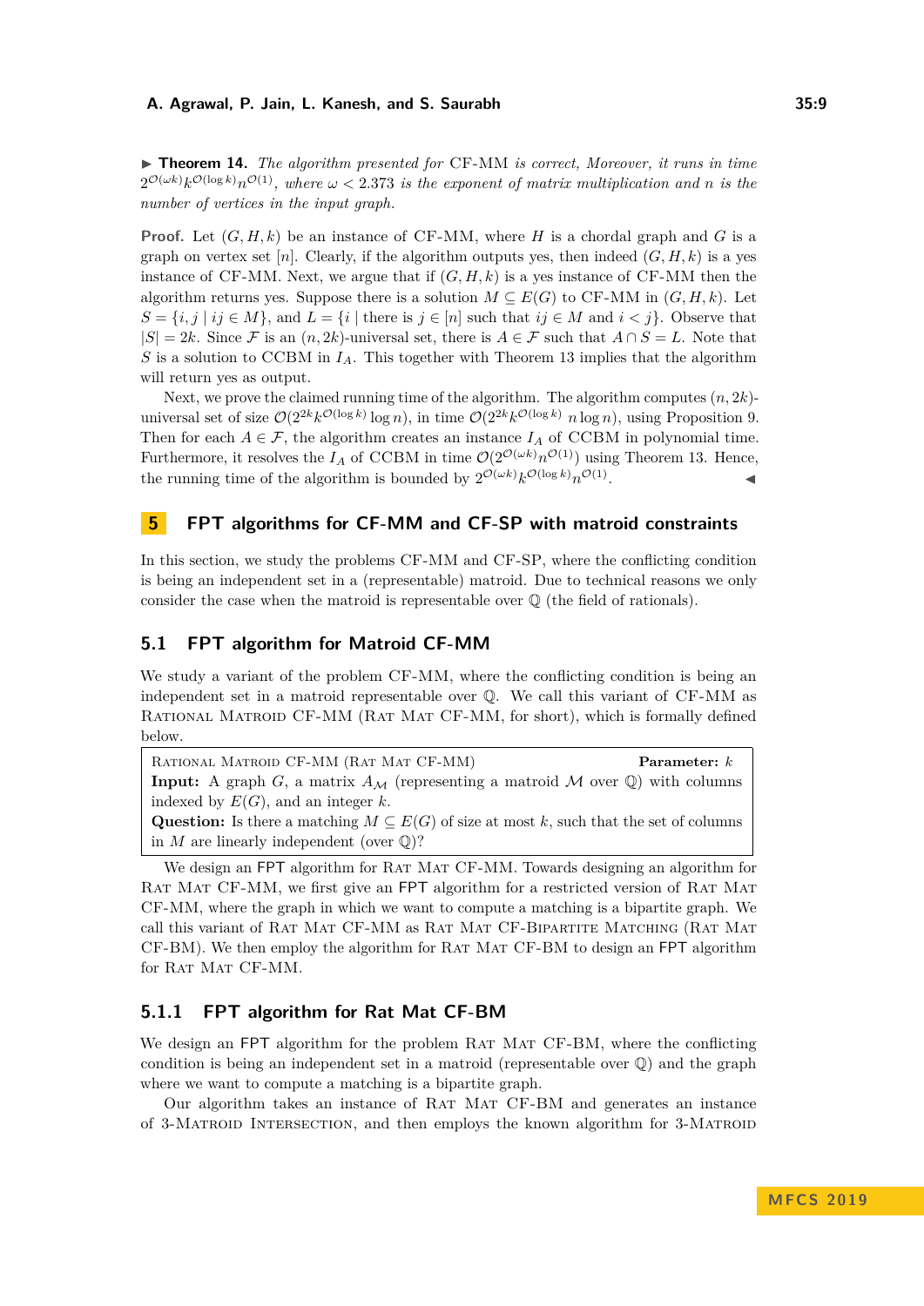▶ **Theorem 14.** *The algorithm presented for* CF-MM *is correct, Moreover, it runs in time* $2^{\mathcal{O}(\omega k)}k^{\mathcal{O}(\log k)}n^{\mathcal{O}(1)}$*, where* $\omega < 2.373$ *is the exponent of matrix multiplication and* $n$ *is the number of vertices in the input graph.*

**Proof.** Let $(G, H, k)$ be an instance of CF-MM, where $H$ is a chordal graph and $G$ is a graph on vertex set $[n]$. Clearly, if the algorithm outputs yes, then indeed $(G, H, k)$ is a yes instance of CF-MM. Next, we argue that if $(G, H, k)$ is a yes instance of CF-MM then the algorithm returns yes. Suppose there is a solution $M \subseteq E(G)$ to CF-MM in $(G, H, k)$. Let $S = \{i, j \mid ij \in M\}$, and $L = \{i \mid \text{there is } j \in [n] \text{ such that } ij \in M \text{ and } i < j\}$. Observe that $|S| = 2k$. Since $\mathcal{F}$ is an $(n, 2k)$-universal set, there is $A \in \mathcal{F}$ such that $A \cap S = L$. Note that $S$ is a solution to CCBM in $I_A$. This together with Theorem 13 implies that the algorithm will return yes as output.

Next, we prove the claimed running time of the algorithm. The algorithm computes $(n, 2k)$-universal set of size $\mathcal{O}(2^{2k}k^{\mathcal{O}(\log k)}\log n)$, in time $\mathcal{O}(2^{2k}k^{\mathcal{O}(\log k)}\ n \log n)$, using Proposition 9. Then for each $A \in \mathcal{F}$, the algorithm creates an instance $I_A$ of CCBM in polynomial time. Furthermore, it resolves the $I_A$ of CCBM in time $\mathcal{O}(2^{\mathcal{O}(\omega k)}n^{\mathcal{O}(1)})$ using Theorem 13. Hence, the running time of the algorithm is bounded by $2^{\mathcal{O}(\omega k)}k^{\mathcal{O}(\log k)}n^{\mathcal{O}(1)}$. ◀

## 5 FPT algorithms for CF-MM and CF-SP with matroid constraints

In this section, we study the problems CF-MM and CF-SP, where the conflicting condition is being an independent set in a (representable) matroid. Due to technical reasons we only consider the case when the matroid is representable over $\mathbb{Q}$ (the field of rationals).

### 5.1 FPT algorithm for Matroid CF-MM

We study a variant of the problem CF-MM, where the conflicting condition is being an independent set in a matroid representable over $\mathbb{Q}$. We call this variant of CF-MM as Rational Matroid CF-MM (Rat Mat CF-MM, for short), which is formally defined below.

> Rational Matroid CF-MM (Rat Mat CF-MM) **Parameter:** $k$
> **Input:** A graph $G$, a matrix $A_{\mathcal{M}}$ (representing a matroid $\mathcal{M}$ over $\mathbb{Q}$) with columns indexed by $E(G)$, and an integer $k$.
> **Question:** Is there a matching $M \subseteq E(G)$ of size at most $k$, such that the set of columns in $M$ are linearly independent (over $\mathbb{Q}$)?

We design an FPT algorithm for Rat Mat CF-MM. Towards designing an algorithm for Rat Mat CF-MM, we first give an FPT algorithm for a restricted version of Rat Mat CF-MM, where the graph in which we want to compute a matching is a bipartite graph. We call this variant of Rat Mat CF-MM as Rat Mat CF-Bipartite Matching (Rat Mat CF-BM). We then employ the algorithm for Rat Mat CF-BM to design an FPT algorithm for Rat Mat CF-MM.

#### 5.1.1 FPT algorithm for Rat Mat CF-BM

We design an FPT algorithm for the problem Rat Mat CF-BM, where the conflicting condition is being an independent set in a matroid (representable over $\mathbb{Q}$) and the graph where we want to compute a matching is a bipartite graph.

Our algorithm takes an instance of Rat Mat CF-BM and generates an instance of 3-Matroid Intersection, and then employs the known algorithm for 3-Matroid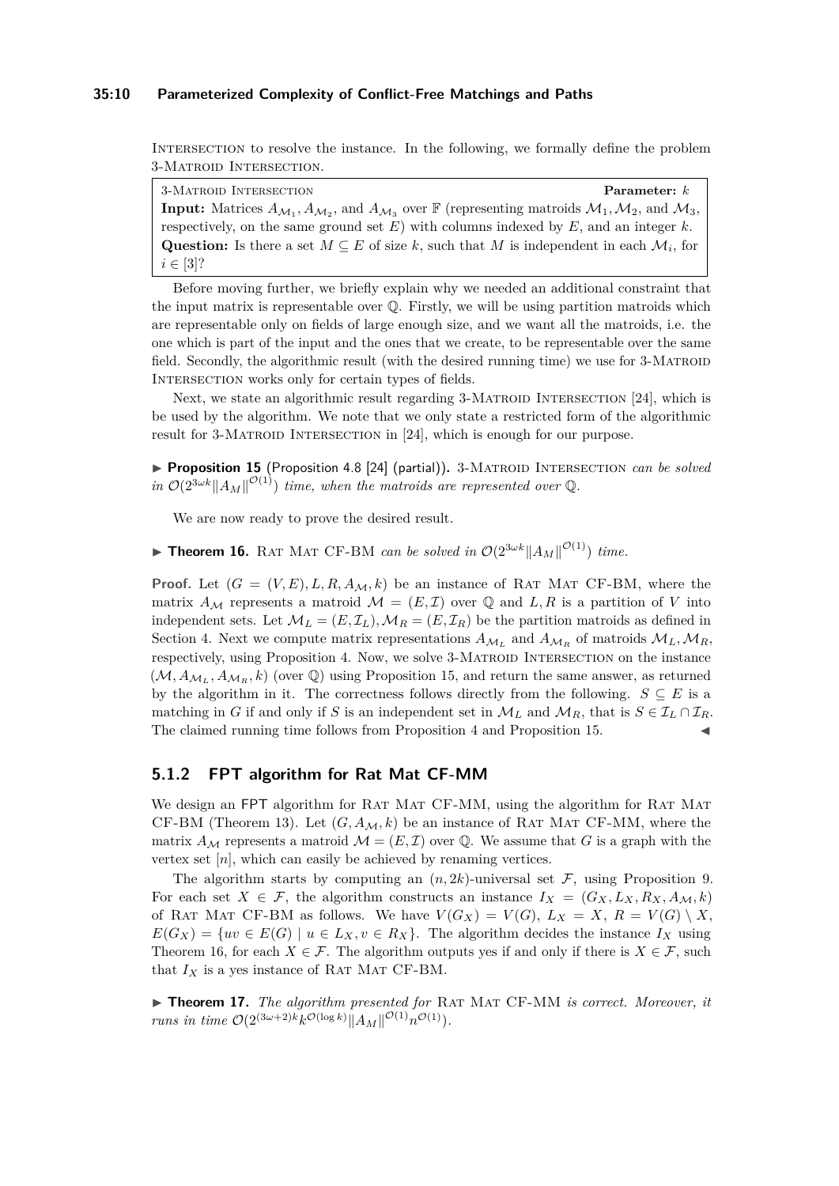Intersection to resolve the instance. In the following, we formally define the problem 3-Matroid Intersection.

> 3-Matroid Intersection **Parameter:** $k$
> **Input:** Matrices $A_{\mathcal{M}_1}, A_{\mathcal{M}_2}$, and $A_{\mathcal{M}_3}$ over $\mathbb{F}$ (representing matroids $\mathcal{M}_1, \mathcal{M}_2$, and $\mathcal{M}_3$, respectively, on the same ground set $E$) with columns indexed by $E$, and an integer $k$.
> **Question:** Is there a set $M \subseteq E$ of size $k$, such that $M$ is independent in each $\mathcal{M}_i$, for $i \in [3]$?

Before moving further, we briefly explain why we needed an additional constraint that the input matrix is representable over $\mathbb{Q}$. Firstly, we will be using partition matroids which are representable only on fields of large enough size, and we want all the matroids, i.e. the one which is part of the input and the ones that we create, to be representable over the same field. Secondly, the algorithmic result (with the desired running time) we use for 3-Matroid Intersection works only for certain types of fields.

Next, we state an algorithmic result regarding 3-Matroid Intersection [24], which is be used by the algorithm. We note that we only state a restricted form of the algorithmic result for 3-Matroid Intersection in [24], which is enough for our purpose.

▶ **Proposition 15** (Proposition 4.8 [24] (partial)). *3-Matroid Intersection can be solved in $\mathcal{O}(2^{3\omega k}\|A_M\|^{\mathcal{O}(1)})$ time, when the matroids are represented over $\mathbb{Q}$.*

We are now ready to prove the desired result.

▶ **Theorem 16.** *Rat Mat CF-BM can be solved in $\mathcal{O}(2^{3\omega k}\|A_M\|^{\mathcal{O}(1)})$ time.*

**Proof.** Let $(G = (V, E), L, R, A_{\mathcal{M}}, k)$ be an instance of Rat Mat CF-BM, where the matrix $A_{\mathcal{M}}$ represents a matroid $\mathcal{M} = (E, \mathcal{I})$ over $\mathbb{Q}$ and $L, R$ is a partition of $V$ into independent sets. Let $\mathcal{M}_L = (E, \mathcal{I}_L), \mathcal{M}_R = (E, \mathcal{I}_R)$ be the partition matroids as defined in Section 4. Next we compute matrix representations $A_{\mathcal{M}_L}$ and $A_{\mathcal{M}_R}$ of matroids $\mathcal{M}_L, \mathcal{M}_R$, respectively, using Proposition 4. Now, we solve 3-Matroid Intersection on the instance $(\mathcal{M}, A_{\mathcal{M}_L}, A_{\mathcal{M}_R}, k)$ (over $\mathbb{Q}$) using Proposition 15, and return the same answer, as returned by the algorithm in it. The correctness follows directly from the following. $S \subseteq E$ is a matching in $G$ if and only if $S$ is an independent set in $\mathcal{M}_L$ and $\mathcal{M}_R$, that is $S \in \mathcal{I}_L \cap \mathcal{I}_R$. The claimed running time follows from Proposition 4 and Proposition 15. ◀

### 5.1.2 FPT algorithm for Rat Mat CF-MM

We design an FPT algorithm for Rat Mat CF-MM, using the algorithm for Rat Mat CF-BM (Theorem 13). Let $(G, A_{\mathcal{M}}, k)$ be an instance of Rat Mat CF-MM, where the matrix $A_{\mathcal{M}}$ represents a matroid $\mathcal{M} = (E, \mathcal{I})$ over $\mathbb{Q}$. We assume that $G$ is a graph with the vertex set $[n]$, which can easily be achieved by renaming vertices.

The algorithm starts by computing an $(n, 2k)$-universal set $\mathcal{F}$, using Proposition 9. For each set $X \in \mathcal{F}$, the algorithm constructs an instance $I_X = (G_X, L_X, R_X, A_{\mathcal{M}}, k)$ of Rat Mat CF-BM as follows. We have $V(G_X) = V(G)$, $L_X = X$, $R = V(G) \setminus X$, $E(G_X) = \{uv \in E(G) \mid u \in L_X, v \in R_X\}$. The algorithm decides the instance $I_X$ using Theorem 16, for each $X \in \mathcal{F}$. The algorithm outputs yes if and only if there is $X \in \mathcal{F}$, such that $I_X$ is a yes instance of Rat Mat CF-BM.

▶ **Theorem 17.** *The algorithm presented for Rat Mat CF-MM is correct. Moreover, it runs in time $\mathcal{O}(2^{(3\omega+2)k}k^{\mathcal{O}(\log k)}\|A_M\|^{\mathcal{O}(1)}n^{\mathcal{O}(1)})$.*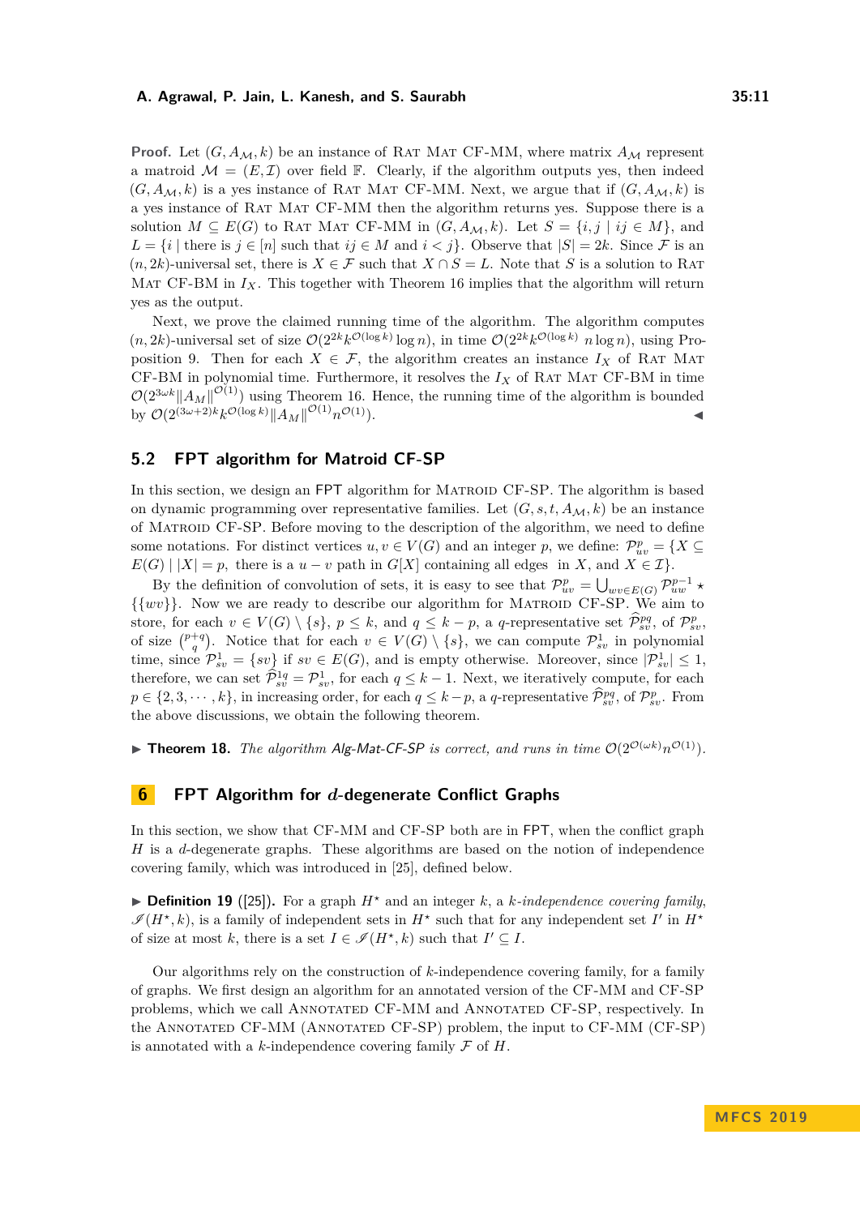**Proof.** Let $(G, A_{\mathcal{M}}, k)$ be an instance of Rat Mat CF-MM, where matrix $A_{\mathcal{M}}$ represent a matroid $\mathcal{M} = (E, \mathcal{I})$ over field $\mathbb{F}$. Clearly, if the algorithm outputs yes, then indeed $(G, A_{\mathcal{M}}, k)$ is a yes instance of Rat Mat CF-MM. Next, we argue that if $(G, A_{\mathcal{M}}, k)$ is a yes instance of Rat Mat CF-MM then the algorithm returns yes. Suppose there is a solution $M \subseteq E(G)$ to Rat Mat CF-MM in $(G, A_{\mathcal{M}}, k)$. Let $S = \{i, j \mid ij \in M\}$, and $L = \{i \mid$ there is $j \in [n]$ such that $ij \in M$ and $i < j\}$. Observe that $|S| = 2k$. Since $\mathcal{F}$ is an $(n, 2k)$-universal set, there is $X \in \mathcal{F}$ such that $X \cap S = L$. Note that $S$ is a solution to Rat Mat CF-BM in $I_X$. This together with Theorem 16 implies that the algorithm will return yes as the output.

Next, we prove the claimed running time of the algorithm. The algorithm computes $(n, 2k)$-universal set of size $\mathcal{O}(2^{2k} k^{\mathcal{O}(\log k)} \log n)$, in time $\mathcal{O}(2^{2k} k^{\mathcal{O}(\log k)}\ n \log n)$, using Proposition 9. Then for each $X \in \mathcal{F}$, the algorithm creates an instance $I_X$ of Rat Mat CF-BM in polynomial time. Furthermore, it resolves the $I_X$ of Rat Mat CF-BM in time $\mathcal{O}(2^{3\omega k} \|A_M\|^{\mathcal{O}(1)})$ using Theorem 16. Hence, the running time of the algorithm is bounded by $\mathcal{O}(2^{(3\omega+2)k} k^{\mathcal{O}(\log k)} \|A_M\|^{\mathcal{O}(1)} n^{\mathcal{O}(1)})$. ◀

## 5.2 FPT algorithm for Matroid CF-SP

In this section, we design an FPT algorithm for Matroid CF-SP. The algorithm is based on dynamic programming over representative families. Let $(G, s, t, A_{\mathcal{M}}, k)$ be an instance of Matroid CF-SP. Before moving to the description of the algorithm, we need to define some notations. For distinct vertices $u, v \in V(G)$ and an integer $p$, we define: $\mathcal{P}^p_{uv} = \{X \subseteq E(G) \mid |X| = p$, there is a $u - v$ path in $G[X]$ containing all edges in $X$, and $X \in \mathcal{I}\}$.

By the definition of convolution of sets, it is easy to see that $\mathcal{P}^p_{uv} = \bigcup_{wv \in E(G)} \mathcal{P}^{p-1}_{uw} \star \{\{wv\}\}$. Now we are ready to describe our algorithm for Matroid CF-SP. We aim to store, for each $v \in V(G) \setminus \{s\}$, $p \leq k$, and $q \leq k - p$, a $q$-representative set $\widehat{\mathcal{P}}^{pq}_{sv}$, of $\mathcal{P}^p_{sv}$, of size $\binom{p+q}{q}$. Notice that for each $v \in V(G) \setminus \{s\}$, we can compute $\mathcal{P}^1_{sv}$ in polynomial time, since $\mathcal{P}^1_{sv} = \{sv\}$ if $sv \in E(G)$, and is empty otherwise. Moreover, since $|\mathcal{P}^1_{sv}| \leq 1$, therefore, we can set $\widehat{\mathcal{P}}^{1q}_{sv} = \mathcal{P}^1_{sv}$, for each $q \leq k - 1$. Next, we iteratively compute, for each $p \in \{2, 3, \cdots, k\}$, in increasing order, for each $q \leq k - p$, a $q$-representative $\widehat{\mathcal{P}}^{pq}_{sv}$, of $\mathcal{P}^p_{sv}$. From the above discussions, we obtain the following theorem.

▶ **Theorem 18.** *The algorithm Alg-Mat-CF-SP is correct, and runs in time $\mathcal{O}(2^{\mathcal{O}(\omega k)} n^{\mathcal{O}(1)})$.*

# 6 FPT Algorithm for $d$-degenerate Conflict Graphs

In this section, we show that CF-MM and CF-SP both are in FPT, when the conflict graph $H$ is a $d$-degenerate graphs. These algorithms are based on the notion of independence covering family, which was introduced in [25], defined below.

▶ **Definition 19** ([25])**.** For a graph $H^\star$ and an integer $k$, a *$k$-independence covering family*, $\mathscr{I}(H^\star, k)$, is a family of independent sets in $H^\star$ such that for any independent set $I'$ in $H^\star$ of size at most $k$, there is a set $I \in \mathscr{I}(H^\star, k)$ such that $I' \subseteq I$.

Our algorithms rely on the construction of $k$-independence covering family, for a family of graphs. We first design an algorithm for an annotated version of the CF-MM and CF-SP problems, which we call Annotated CF-MM and Annotated CF-SP, respectively. In the Annotated CF-MM (Annotated CF-SP) problem, the input to CF-MM (CF-SP) is annotated with a $k$-independence covering family $\mathcal{F}$ of $H$.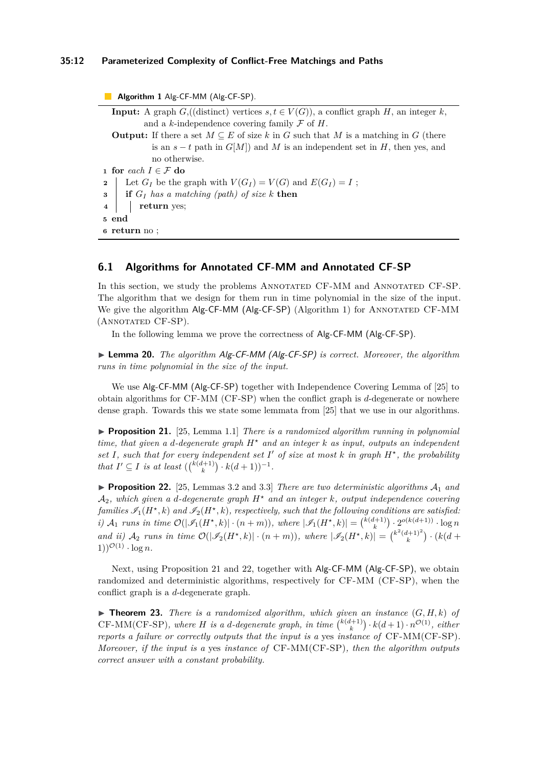**Algorithm 1** Alg-CF-MM (Alg-CF-SP).

**Input:** A graph $G$,((distinct) vertices $s, t \in V(G)$), a conflict graph $H$, an integer $k$, and a $k$-independence covering family $\mathcal{F}$ of $H$.

**Output:** If there a set $M \subseteq E$ of size $k$ in $G$ such that $M$ is a matching in $G$ (there is an $s-t$ path in $G[M]$) and $M$ is an independent set in $H$, then yes, and no otherwise.

```
1 for each I ∈ F do
2     Let G_I be the graph with V(G_I) = V(G) and E(G_I) = I ;
3     if G_I has a matching (path) of size k then
4         return yes;
5 end
6 return no ;
```

## 6.1 Algorithms for Annotated CF-MM and Annotated CF-SP

In this section, we study the problems Annotated CF-MM and Annotated CF-SP. The algorithm that we design for them run in time polynomial in the size of the input. We give the algorithm Alg-CF-MM (Alg-CF-SP) (Algorithm 1) for Annotated CF-MM (Annotated CF-SP).

In the following lemma we prove the correctness of Alg-CF-MM (Alg-CF-SP).

▶ **Lemma 20.** *The algorithm Alg-CF-MM (Alg-CF-SP) is correct. Moreover, the algorithm runs in time polynomial in the size of the input.*

We use Alg-CF-MM (Alg-CF-SP) together with Independence Covering Lemma of [25] to obtain algorithms for CF-MM (CF-SP) when the conflict graph is $d$-degenerate or nowhere dense graph. Towards this we state some lemmata from [25] that we use in our algorithms.

▶ **Proposition 21.** [25, Lemma 1.1] *There is a randomized algorithm running in polynomial time, that given a $d$-degenerate graph $H^\star$ and an integer $k$ as input, outputs an independent set $I$, such that for every independent set $I'$ of size at most $k$ in graph $H^\star$, the probability that $I' \subseteq I$ is at least $(\binom{k(d+1)}{k} \cdot k(d+1))^{-1}$.*

▶ **Proposition 22.** [25, Lemmas 3.2 and 3.3] *There are two deterministic algorithms $\mathcal{A}_1$ and $\mathcal{A}_2$, which given a $d$-degenerate graph $H^\star$ and an integer $k$, output independence covering families $\mathscr{I}_1(H^\star, k)$ and $\mathscr{I}_2(H^\star, k)$, respectively, such that the following conditions are satisfied: i) $\mathcal{A}_1$ runs in time $\mathcal{O}(|\mathscr{I}_1(H^\star, k)| \cdot (n+m))$, where $|\mathscr{I}_1(H^\star, k)| = \binom{k(d+1)}{k} \cdot 2^{o(k(d+1))} \cdot \log n$ and ii) $\mathcal{A}_2$ runs in time $\mathcal{O}(|\mathscr{I}_2(H^\star, k)| \cdot (n+m))$, where $|\mathscr{I}_2(H^\star, k)| = \binom{k^2(d+1)^2}{k} \cdot (k(d+1))^{\mathcal{O}(1)} \cdot \log n$.*

Next, using Proposition 21 and 22, together with Alg-CF-MM (Alg-CF-SP), we obtain randomized and deterministic algorithms, respectively for CF-MM (CF-SP), when the conflict graph is a $d$-degenerate graph.

▶ **Theorem 23.** *There is a randomized algorithm, which given an instance $(G, H, k)$ of CF-MM(CF-SP), where $H$ is a $d$-degenerate graph, in time $\binom{k(d+1)}{k} \cdot k(d+1) \cdot n^{\mathcal{O}(1)}$, either reports a failure or correctly outputs that the input is a yes instance of CF-MM(CF-SP). Moreover, if the input is a yes instance of CF-MM(CF-SP), then the algorithm outputs correct answer with a constant probability.*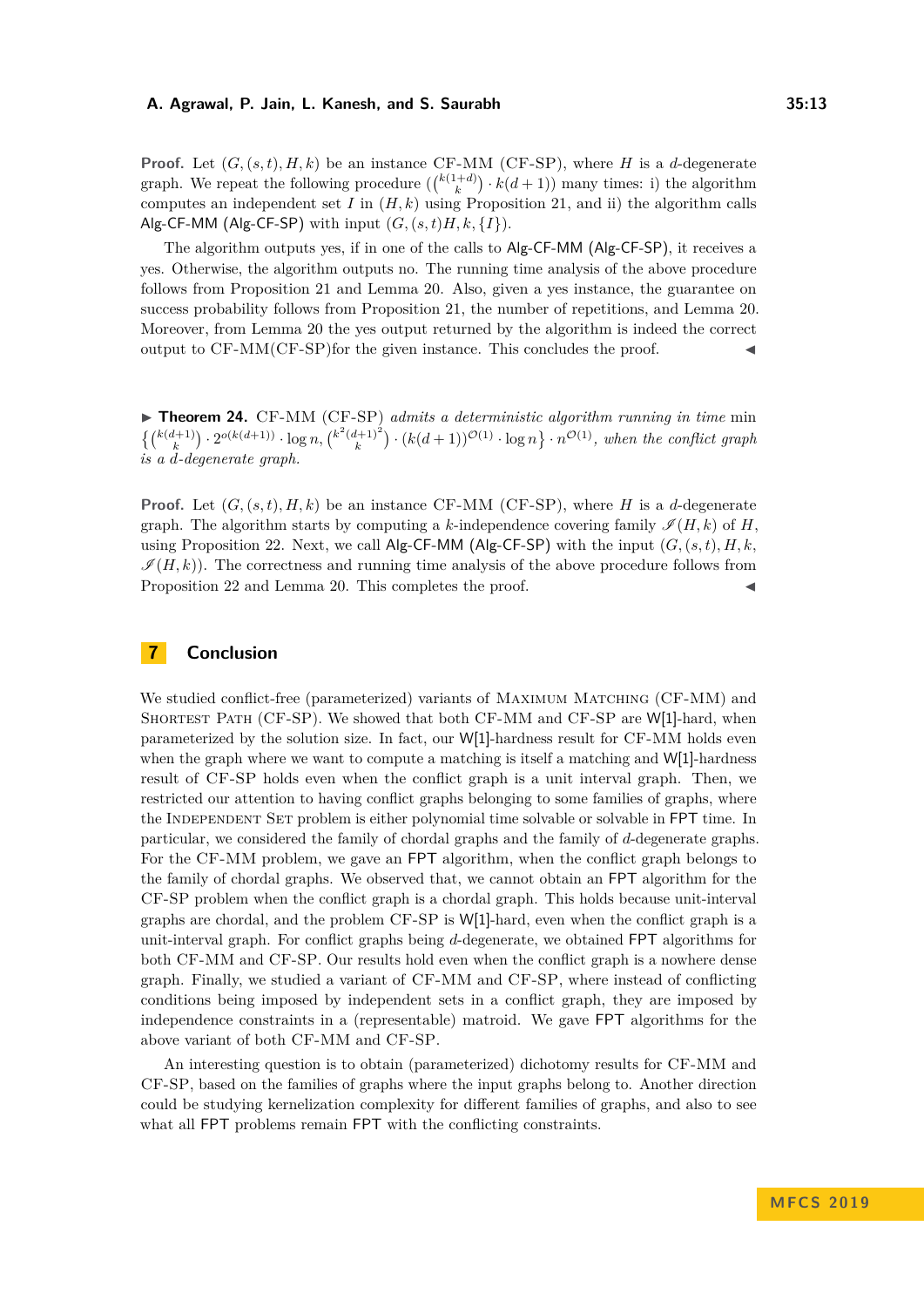**Proof.** Let $(G,(s,t),H,k)$ be an instance CF-MM (CF-SP), where $H$ is a $d$-degenerate graph. We repeat the following procedure $(\binom{k(1+d)}{k} \cdot k(d+1))$ many times: i) the algorithm computes an independent set $I$ in $(H,k)$ using Proposition 21, and ii) the algorithm calls Alg-CF-MM (Alg-CF-SP) with input $(G,(s,t)H,k,\{I\})$.

The algorithm outputs yes, if in one of the calls to Alg-CF-MM (Alg-CF-SP), it receives a yes. Otherwise, the algorithm outputs no. The running time analysis of the above procedure follows from Proposition 21 and Lemma 20. Also, given a yes instance, the guarantee on success probability follows from Proposition 21, the number of repetitions, and Lemma 20. Moreover, from Lemma 20 the yes output returned by the algorithm is indeed the correct output to CF-MM(CF-SP)for the given instance. This concludes the proof. ◀

▶ **Theorem 24.** CF-MM (CF-SP) *admits a deterministic algorithm running in time* $\min\left\{\binom{k(d+1)}{k} \cdot 2^{o(k(d+1))} \cdot \log n, \binom{k^2(d+1)^2}{k} \cdot (k(d+1))^{\mathcal{O}(1)} \cdot \log n\right\} \cdot n^{\mathcal{O}(1)}$*, when the conflict graph is a $d$-degenerate graph.*

**Proof.** Let $(G,(s,t),H,k)$ be an instance CF-MM (CF-SP), where $H$ is a $d$-degenerate graph. The algorithm starts by computing a $k$-independence covering family $\mathscr{I}(H,k)$ of $H$, using Proposition 22. Next, we call Alg-CF-MM (Alg-CF-SP) with the input $(G,(s,t),H,k,\mathscr{I}(H,k))$. The correctness and running time analysis of the above procedure follows from Proposition 22 and Lemma 20. This completes the proof. ◀

## 7 Conclusion

We studied conflict-free (parameterized) variants of Maximum Matching (CF-MM) and Shortest Path (CF-SP). We showed that both CF-MM and CF-SP are W[1]-hard, when parameterized by the solution size. In fact, our W[1]-hardness result for CF-MM holds even when the graph where we want to compute a matching is itself a matching and W[1]-hardness result of CF-SP holds even when the conflict graph is a unit interval graph. Then, we restricted our attention to having conflict graphs belonging to some families of graphs, where the Independent Set problem is either polynomial time solvable or solvable in FPT time. In particular, we considered the family of chordal graphs and the family of $d$-degenerate graphs. For the CF-MM problem, we gave an FPT algorithm, when the conflict graph belongs to the family of chordal graphs. We observed that, we cannot obtain an FPT algorithm for the CF-SP problem when the conflict graph is a chordal graph. This holds because unit-interval graphs are chordal, and the problem CF-SP is W[1]-hard, even when the conflict graph is a unit-interval graph. For conflict graphs being $d$-degenerate, we obtained FPT algorithms for both CF-MM and CF-SP. Our results hold even when the conflict graph is a nowhere dense graph. Finally, we studied a variant of CF-MM and CF-SP, where instead of conflicting conditions being imposed by independent sets in a conflict graph, they are imposed by independence constraints in a (representable) matroid. We gave FPT algorithms for the above variant of both CF-MM and CF-SP.

An interesting question is to obtain (parameterized) dichotomy results for CF-MM and CF-SP, based on the families of graphs where the input graphs belong to. Another direction could be studying kernelization complexity for different families of graphs, and also to see what all FPT problems remain FPT with the conflicting constraints.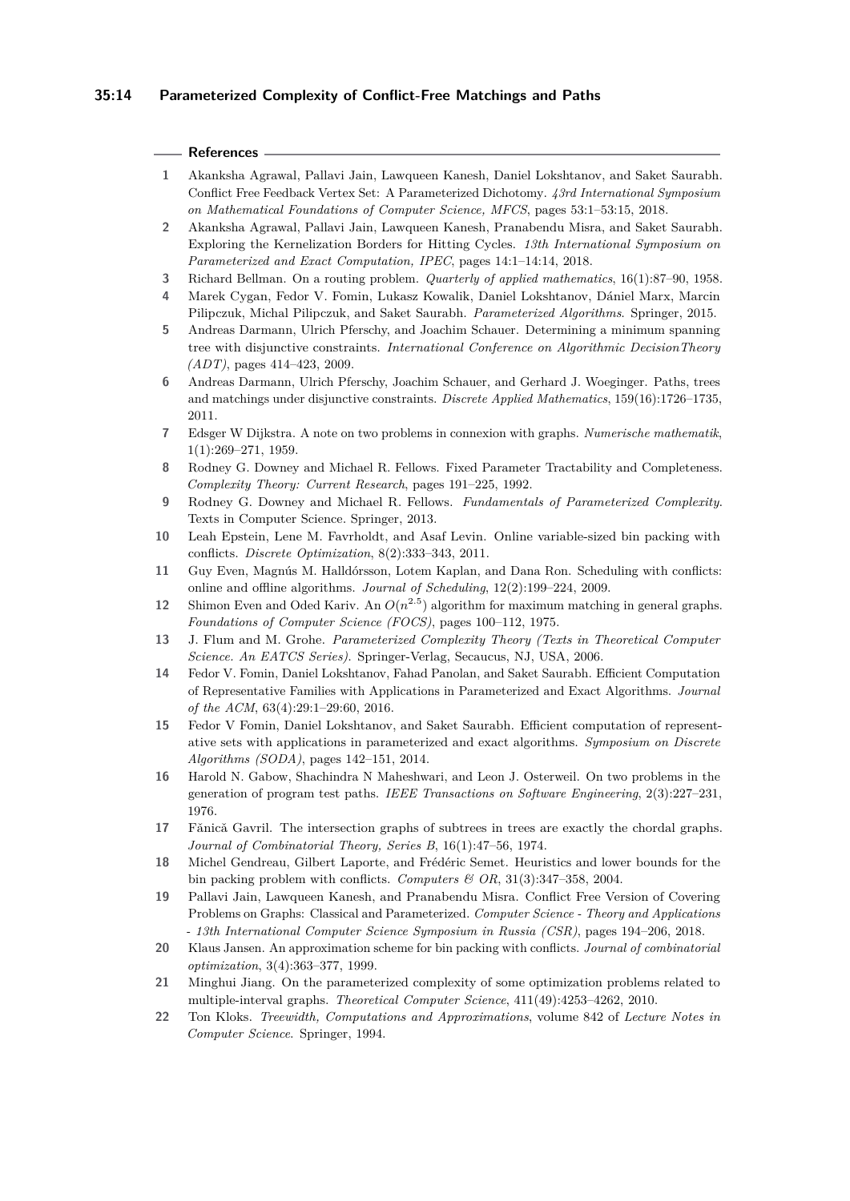## References

1. Akanksha Agrawal, Pallavi Jain, Lawqueen Kanesh, Daniel Lokshtanov, and Saket Saurabh. Conflict Free Feedback Vertex Set: A Parameterized Dichotomy. *43rd International Symposium on Mathematical Foundations of Computer Science, MFCS*, pages 53:1–53:15, 2018.
2. Akanksha Agrawal, Pallavi Jain, Lawqueen Kanesh, Pranabendu Misra, and Saket Saurabh. Exploring the Kernelization Borders for Hitting Cycles. *13th International Symposium on Parameterized and Exact Computation, IPEC*, pages 14:1–14:14, 2018.
3. Richard Bellman. On a routing problem. *Quarterly of applied mathematics*, 16(1):87–90, 1958.
4. Marek Cygan, Fedor V. Fomin, Lukasz Kowalik, Daniel Lokshtanov, Dániel Marx, Marcin Pilipczuk, Michal Pilipczuk, and Saket Saurabh. *Parameterized Algorithms*. Springer, 2015.
5. Andreas Darmann, Ulrich Pferschy, and Joachim Schauer. Determining a minimum spanning tree with disjunctive constraints. *International Conference on Algorithmic DecisionTheory (ADT)*, pages 414–423, 2009.
6. Andreas Darmann, Ulrich Pferschy, Joachim Schauer, and Gerhard J. Woeginger. Paths, trees and matchings under disjunctive constraints. *Discrete Applied Mathematics*, 159(16):1726–1735, 2011.
7. Edsger W Dijkstra. A note on two problems in connexion with graphs. *Numerische mathematik*, 1(1):269–271, 1959.
8. Rodney G. Downey and Michael R. Fellows. Fixed Parameter Tractability and Completeness. *Complexity Theory: Current Research*, pages 191–225, 1992.
9. Rodney G. Downey and Michael R. Fellows. *Fundamentals of Parameterized Complexity*. Texts in Computer Science. Springer, 2013.
10. Leah Epstein, Lene M. Favrholdt, and Asaf Levin. Online variable-sized bin packing with conflicts. *Discrete Optimization*, 8(2):333–343, 2011.
11. Guy Even, Magnús M. Halldórsson, Lotem Kaplan, and Dana Ron. Scheduling with conflicts: online and offline algorithms. *Journal of Scheduling*, 12(2):199–224, 2009.
12. Shimon Even and Oded Kariv. An $O(n^{2.5})$ algorithm for maximum matching in general graphs. *Foundations of Computer Science (FOCS)*, pages 100–112, 1975.
13. J. Flum and M. Grohe. *Parameterized Complexity Theory (Texts in Theoretical Computer Science. An EATCS Series)*. Springer-Verlag, Secaucus, NJ, USA, 2006.
14. Fedor V. Fomin, Daniel Lokshtanov, Fahad Panolan, and Saket Saurabh. Efficient Computation of Representative Families with Applications in Parameterized and Exact Algorithms. *Journal of the ACM*, 63(4):29:1–29:60, 2016.
15. Fedor V Fomin, Daniel Lokshtanov, and Saket Saurabh. Efficient computation of representative sets with applications in parameterized and exact algorithms. *Symposium on Discrete Algorithms (SODA)*, pages 142–151, 2014.
16. Harold N. Gabow, Shachindra N Maheshwari, and Leon J. Osterweil. On two problems in the generation of program test paths. *IEEE Transactions on Software Engineering*, 2(3):227–231, 1976.
17. Fănică Gavril. The intersection graphs of subtrees in trees are exactly the chordal graphs. *Journal of Combinatorial Theory, Series B*, 16(1):47–56, 1974.
18. Michel Gendreau, Gilbert Laporte, and Frédéric Semet. Heuristics and lower bounds for the bin packing problem with conflicts. *Computers & OR*, 31(3):347–358, 2004.
19. Pallavi Jain, Lawqueen Kanesh, and Pranabendu Misra. Conflict Free Version of Covering Problems on Graphs: Classical and Parameterized. *Computer Science - Theory and Applications - 13th International Computer Science Symposium in Russia (CSR)*, pages 194–206, 2018.
20. Klaus Jansen. An approximation scheme for bin packing with conflicts. *Journal of combinatorial optimization*, 3(4):363–377, 1999.
21. Minghui Jiang. On the parameterized complexity of some optimization problems related to multiple-interval graphs. *Theoretical Computer Science*, 411(49):4253–4262, 2010.
22. Ton Kloks. *Treewidth, Computations and Approximations*, volume 842 of *Lecture Notes in Computer Science*. Springer, 1994.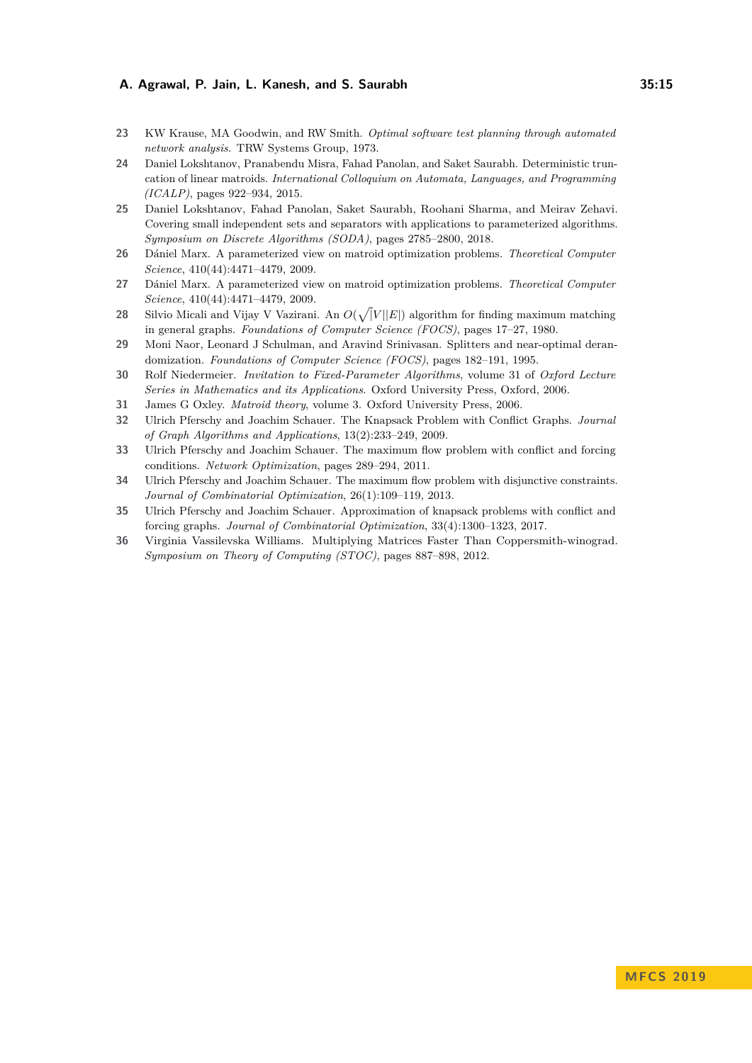23 KW Krause, MA Goodwin, and RW Smith. *Optimal software test planning through automated network analysis*. TRW Systems Group, 1973.

24 Daniel Lokshtanov, Pranabendu Misra, Fahad Panolan, and Saket Saurabh. Deterministic truncation of linear matroids. *International Colloquium on Automata, Languages, and Programming (ICALP)*, pages 922–934, 2015.

25 Daniel Lokshtanov, Fahad Panolan, Saket Saurabh, Roohani Sharma, and Meirav Zehavi. Covering small independent sets and separators with applications to parameterized algorithms. *Symposium on Discrete Algorithms (SODA)*, pages 2785–2800, 2018.

26 Dániel Marx. A parameterized view on matroid optimization problems. *Theoretical Computer Science*, 410(44):4471–4479, 2009.

27 Dániel Marx. A parameterized view on matroid optimization problems. *Theoretical Computer Science*, 410(44):4471–4479, 2009.

28 Silvio Micali and Vijay V Vazirani. An $O(\sqrt{|V|}|E|)$ algorithm for finding maximum matching in general graphs. *Foundations of Computer Science (FOCS)*, pages 17–27, 1980.

29 Moni Naor, Leonard J Schulman, and Aravind Srinivasan. Splitters and near-optimal derandomization. *Foundations of Computer Science (FOCS)*, pages 182–191, 1995.

30 Rolf Niedermeier. *Invitation to Fixed-Parameter Algorithms*, volume 31 of *Oxford Lecture Series in Mathematics and its Applications*. Oxford University Press, Oxford, 2006.

31 James G Oxley. *Matroid theory*, volume 3. Oxford University Press, 2006.

32 Ulrich Pferschy and Joachim Schauer. The Knapsack Problem with Conflict Graphs. *Journal of Graph Algorithms and Applications*, 13(2):233–249, 2009.

33 Ulrich Pferschy and Joachim Schauer. The maximum flow problem with conflict and forcing conditions. *Network Optimization*, pages 289–294, 2011.

34 Ulrich Pferschy and Joachim Schauer. The maximum flow problem with disjunctive constraints. *Journal of Combinatorial Optimization*, 26(1):109–119, 2013.

35 Ulrich Pferschy and Joachim Schauer. Approximation of knapsack problems with conflict and forcing graphs. *Journal of Combinatorial Optimization*, 33(4):1300–1323, 2017.

36 Virginia Vassilevska Williams. Multiplying Matrices Faster Than Coppersmith-winograd. *Symposium on Theory of Computing (STOC)*, pages 887–898, 2012.